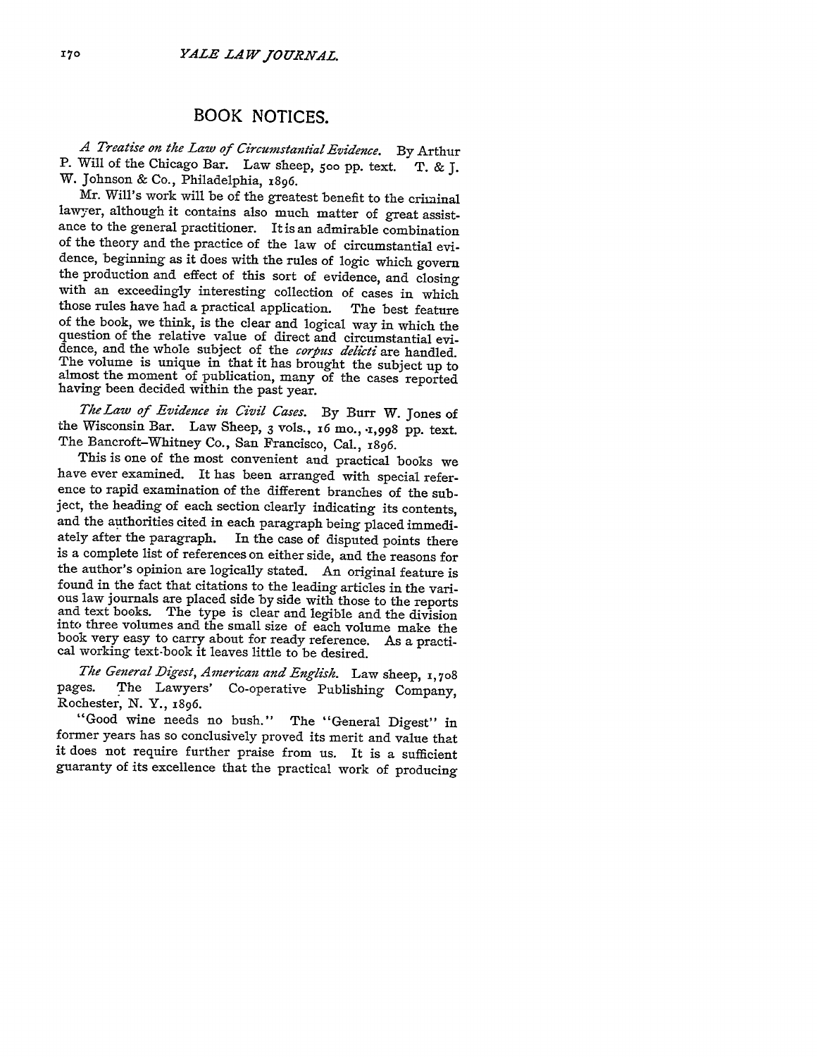## BOOK NOTICES.

*A Treatise on the Law of Circumstantial Evidence.* By Arthur P. Will of the Chicago Bar. Law sheep, 500 pp. text. T. & J. W. Johnson & Co., Philadelphia, 1896.

Mr. Will's work will be of the greatest benefit to the criminal lawyer, although it contains also much matter of great assistance to the general practitioner. It is an admirable combination of the theory and the practice of the law of circumstantial evidence, beginning as it does with the rules of logic which govern the production and effect of this sort of evidence, and closing with an exceedingly interesting collection of cases in which those rules have had a practical application. The best feature of the book, we think, is the clear and logical way in which the question of the relative value of direct and circumstantial evidence, and the whole subject of the *corpus delicti* are handled. The volume is unique in that it has brought the subject up to almost the moment of publication, many of the cases reported having been decided within the past year.

*The Law of Evidence in Civil Cases.* By Burr W. Jones of the Wisconsin Bar. Law Sheep, 3 vols., 16 mo., 1,998 pp. text. The Bancroft-Whitney Co., San Francisco, Cal., 1896.

This is one of the most convenient and practical books we have ever examined. It has been arranged with special reference to rapid examination of the different branches of the subject, the heading of each section clearly indicating its contents, and the authorities cited in each paragraph being placed immediately after the paragraph. In the case of disputed points there is a complete list of references on either side, and the reasons for the author's opinion are logically stated. An original feature is found in the fact that citations to the leading articles in the various law journals are placed side by side with those to the reports and text books. The type is clear and legible and the division into three volumes and the small size of each volume make the book very easy to carry about for ready reference. As a practical working text-book it leaves little to be desired.

*The General Digest, American and English.* Law sheep, 1,708 pages. The Lawyers' Co-operative Publishing Company, Rochester, N. Y., 1896.

"Good wine needs no bush." The "General Digest" in former years has so conclusively proved its merit and value that it does not require further praise from us. It is a sufficient guaranty of its excellence that the practical work of producing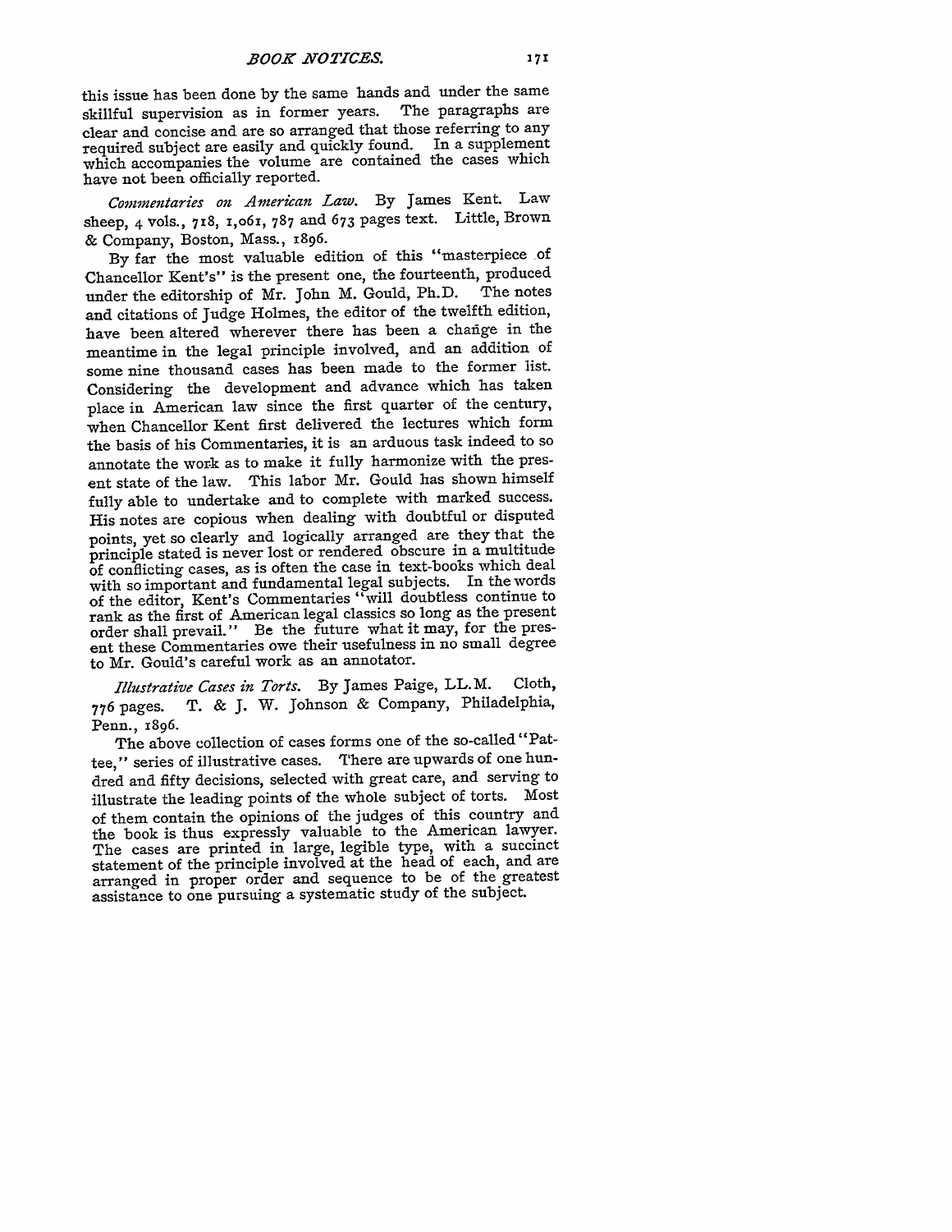this issue has been done by the same hands and under the same skillful supervision as in former years. The paragraphs are clear and concise and are so arranged that those referring to any required subject are easily and quickly found. In a supplement which accompanies the volume are contained the cases which have not been officially reported.

*Commentaries on American Law*. By James Kent. Law sheep, 4 vols., 718, 1,061, 787 and 673 pages text. Little, Brown & Company, Boston, Mass., 1896.

By far the most valuable edition of this "masterpiece of Chancellor Kent's" is the present one, the fourteenth, produced under the editorship of Mr. John M. Gould, Ph.D. The notes and citations of Judge Holmes, the editor of the twelfth edition, have been altered wherever there has been a change in the meantime in the legal principle involved, and an addition of some nine thousand cases has been made to the former list. Considering the development and advance which has taken place in American law since the first quarter of the century, when Chancellor Kent first delivered the lectures which form the basis of his Commentaries, it is an arduous task indeed to so annotate the work as to make it fully harmonize with the present state of the law. This labor Mr. Gould has shown himself fully able to undertake and to complete with marked success. His notes are copious when dealing with doubtful or disputed points, yet so clearly and logically arranged are they that the principle stated is never lost or rendered obscure in a multitude of conflicting cases, as is often the case in text-books which deal with so important and fundamental legal subjects. In the words of the editor, Kent's Commentaries "will doubtless continue to rank as the first of American legal classics so long as the present order shall prevail." Be the future what it may, for the present these Commentaries owe their usefulness in no small degree to Mr. Gould's careful work as an annotator.

*Illustrative Cases in Torts*. By James Paige, LL.M. Cloth, 776 pages. T. & J. W. Johnson & Company, Philadelphia, Penn., 1896.

The above collection of cases forms one of the so-called "Pattee," series of illustrative cases. There are upwards of one hundred and fifty decisions, selected with great care, and serving to illustrate the leading points of the whole subject of torts. Most of them contain the opinions of the judges of this country and the book is thus expressly valuable to the American lawyer. The cases are printed in large, legible type, with a succinct statement of the principle involved at the head of each, and are arranged in proper order and sequence to be of the greatest assistance to one pursuing a systematic study of the subject.